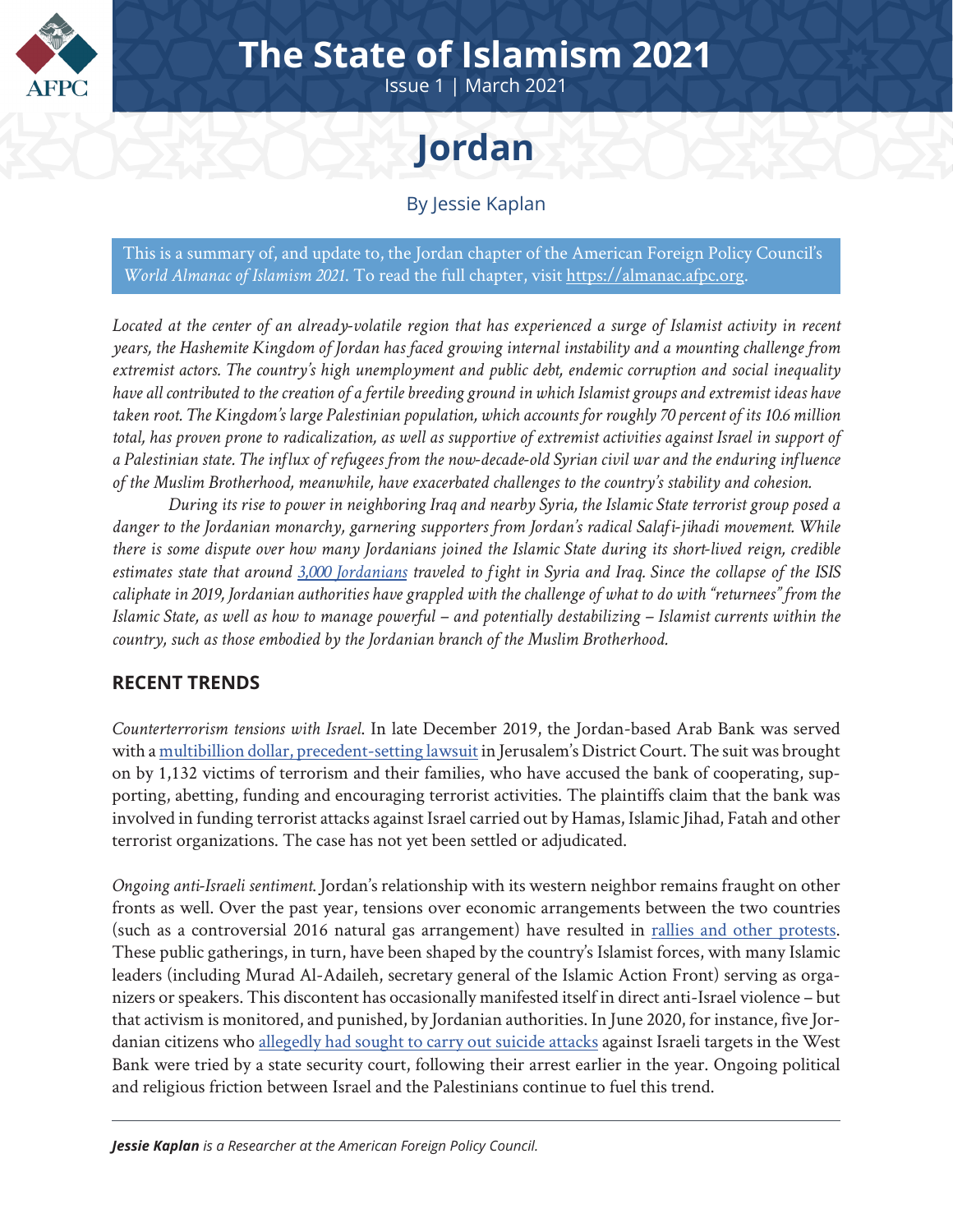# The State of Islamism 2021

Issue 1 | March 2021

# Jordan

By Jessie Kaplan

This is a summary of, and update to, the Jordan chapter of the American Foreign Policy Council's *World Almanac of Islamism 2021*. To read the full chapter, visit https://almanac.afpc.org.

*Located at the center of an already-volatile region that has experienced a surge of Islamist activity in recent years, the Hashemite Kingdom of Jordan has faced growing internal instability and a mounting challenge from extremist actors. The country's high unemployment and public debt, endemic corruption and social inequality have all contributed to the creation of a fertile breeding ground in which Islamist groups and extremist ideas have taken root. The Kingdom's large Palestinian population, which accounts for roughly 70 percent of its 10.6 million total, has proven prone to radicalization, as well as supportive of extremist activities against Israel in support of a Palestinian state. The influx of refugees from the now-decade-old Syrian civil war and the enduring influence of the Muslim Brotherhood, meanwhile, have exacerbated challenges to the country's stability and cohesion.*

*During its rise to power in neighboring Iraq and nearby Syria, the Islamic State terrorist group posed a danger to the Jordanian monarchy, garnering supporters from Jordan's radical Salafi-jihadi movement. While there is some dispute over how many Jordanians joined the Islamic State during its short-lived reign, credible estimates state that around 3,000 Jordanians traveled to fight in Syria and Iraq. Since the collapse of the ISIS caliphate in 2019, Jordanian authorities have grappled with the challenge of what to do with "returnees" from the Islamic State, as well as how to manage powerful – and potentially destabilizing – Islamist currents within the country, such as those embodied by the Jordanian branch of the Muslim Brotherhood.*

## RECENT TRENDS

*Counterterrorism tensions with Israel.* In late December 2019, the Jordan-based Arab Bank was served with a multibillion dollar, precedent-setting lawsuit in Jerusalem's District Court. The suit was brought on by 1,132 victims of terrorism and their families, who have accused the bank of cooperating, supporting, abetting, funding and encouraging terrorist activities. The plaintiffs claim that the bank was involved in funding terrorist attacks against Israel carried out by Hamas, Islamic Jihad, Fatah and other terrorist organizations. The case has not yet been settled or adjudicated.

*Ongoing anti-Israeli sentiment.* Jordan's relationship with its western neighbor remains fraught on other fronts as well. Over the past year, tensions over economic arrangements between the two countries (such as a controversial 2016 natural gas arrangement) have resulted in rallies and other protests. These public gatherings, in turn, have been shaped by the country's Islamist forces, with many Islamic leaders (including Murad Al-Adaileh, secretary general of the Islamic Action Front) serving as organizers or speakers. This discontent has occasionally manifested itself in direct anti-Israel violence – but that activism is monitored, and punished, by Jordanian authorities. In June 2020, for instance, five Jordanian citizens who allegedly had sought to carry out suicide attacks against Israeli targets in the West Bank were tried by a state security court, following their arrest earlier in the year. Ongoing political and religious friction between Israel and the Palestinians continue to fuel this trend.

---

***Jessie Kaplan*** *is a Researcher at the American Foreign Policy Council.*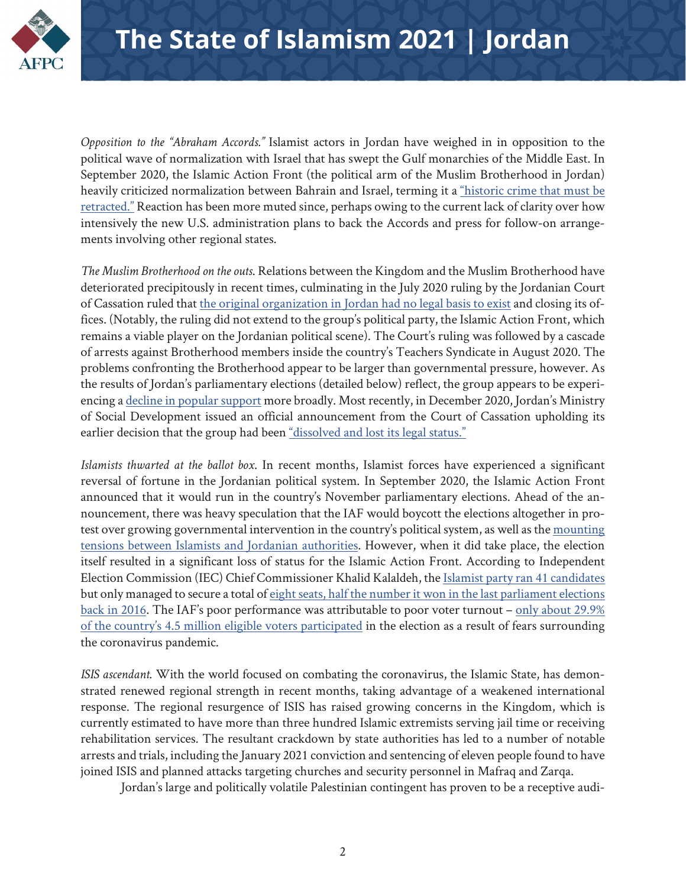*Opposition to the "Abraham Accords."* Islamist actors in Jordan have weighed in in opposition to the political wave of normalization with Israel that has swept the Gulf monarchies of the Middle East. In September 2020, the Islamic Action Front (the political arm of the Muslim Brotherhood in Jordan) heavily criticized normalization between Bahrain and Israel, terming it a "historic crime that must be retracted." Reaction has been more muted since, perhaps owing to the current lack of clarity over how intensively the new U.S. administration plans to back the Accords and press for follow-on arrangements involving other regional states.

*The Muslim Brotherhood on the outs.* Relations between the Kingdom and the Muslim Brotherhood have deteriorated precipitously in recent times, culminating in the July 2020 ruling by the Jordanian Court of Cassation ruled that the original organization in Jordan had no legal basis to exist and closing its offices. (Notably, the ruling did not extend to the group's political party, the Islamic Action Front, which remains a viable player on the Jordanian political scene). The Court's ruling was followed by a cascade of arrests against Brotherhood members inside the country's Teachers Syndicate in August 2020. The problems confronting the Brotherhood appear to be larger than governmental pressure, however. As the results of Jordan's parliamentary elections (detailed below) reflect, the group appears to be experiencing a decline in popular support more broadly. Most recently, in December 2020, Jordan's Ministry of Social Development issued an official announcement from the Court of Cassation upholding its earlier decision that the group had been "dissolved and lost its legal status."

*Islamists thwarted at the ballot box.* In recent months, Islamist forces have experienced a significant reversal of fortune in the Jordanian political system. In September 2020, the Islamic Action Front announced that it would run in the country's November parliamentary elections. Ahead of the announcement, there was heavy speculation that the IAF would boycott the elections altogether in protest over growing governmental intervention in the country's political system, as well as the mounting tensions between Islamists and Jordanian authorities. However, when it did take place, the election itself resulted in a significant loss of status for the Islamic Action Front. According to Independent Election Commission (IEC) Chief Commissioner Khalid Kalaldeh, the Islamist party ran 41 candidates but only managed to secure a total of eight seats, half the number it won in the last parliament elections back in 2016. The IAF's poor performance was attributable to poor voter turnout – only about 29.9% of the country's 4.5 million eligible voters participated in the election as a result of fears surrounding the coronavirus pandemic.

*ISIS ascendant.* With the world focused on combating the coronavirus, the Islamic State, has demonstrated renewed regional strength in recent months, taking advantage of a weakened international response. The regional resurgence of ISIS has raised growing concerns in the Kingdom, which is currently estimated to have more than three hundred Islamic extremists serving jail time or receiving rehabilitation services. The resultant crackdown by state authorities has led to a number of notable arrests and trials, including the January 2021 conviction and sentencing of eleven people found to have joined ISIS and planned attacks targeting churches and security personnel in Mafraq and Zarqa.

Jordan's large and politically volatile Palestinian contingent has proven to be a receptive audi-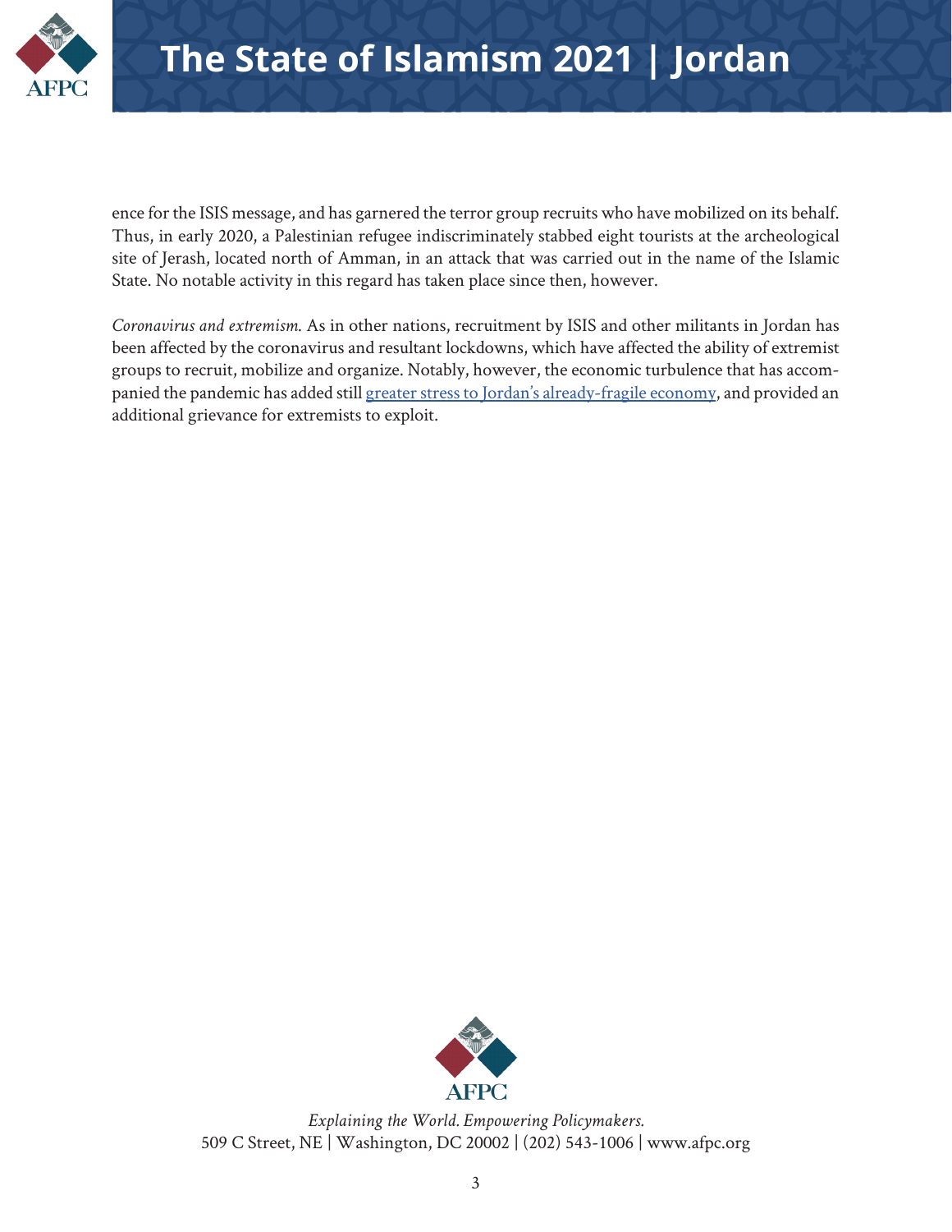ence for the ISIS message, and has garnered the terror group recruits who have mobilized on its behalf. Thus, in early 2020, a Palestinian refugee indiscriminately stabbed eight tourists at the archeological site of Jerash, located north of Amman, in an attack that was carried out in the name of the Islamic State. No notable activity in this regard has taken place since then, however.

*Coronavirus and extremism.* As in other nations, recruitment by ISIS and other militants in Jordan has been affected by the coronavirus and resultant lockdowns, which have affected the ability of extremist groups to recruit, mobilize and organize. Notably, however, the economic turbulence that has accompanied the pandemic has added still greater stress to Jordan's already-fragile economy, and provided an additional grievance for extremists to exploit.